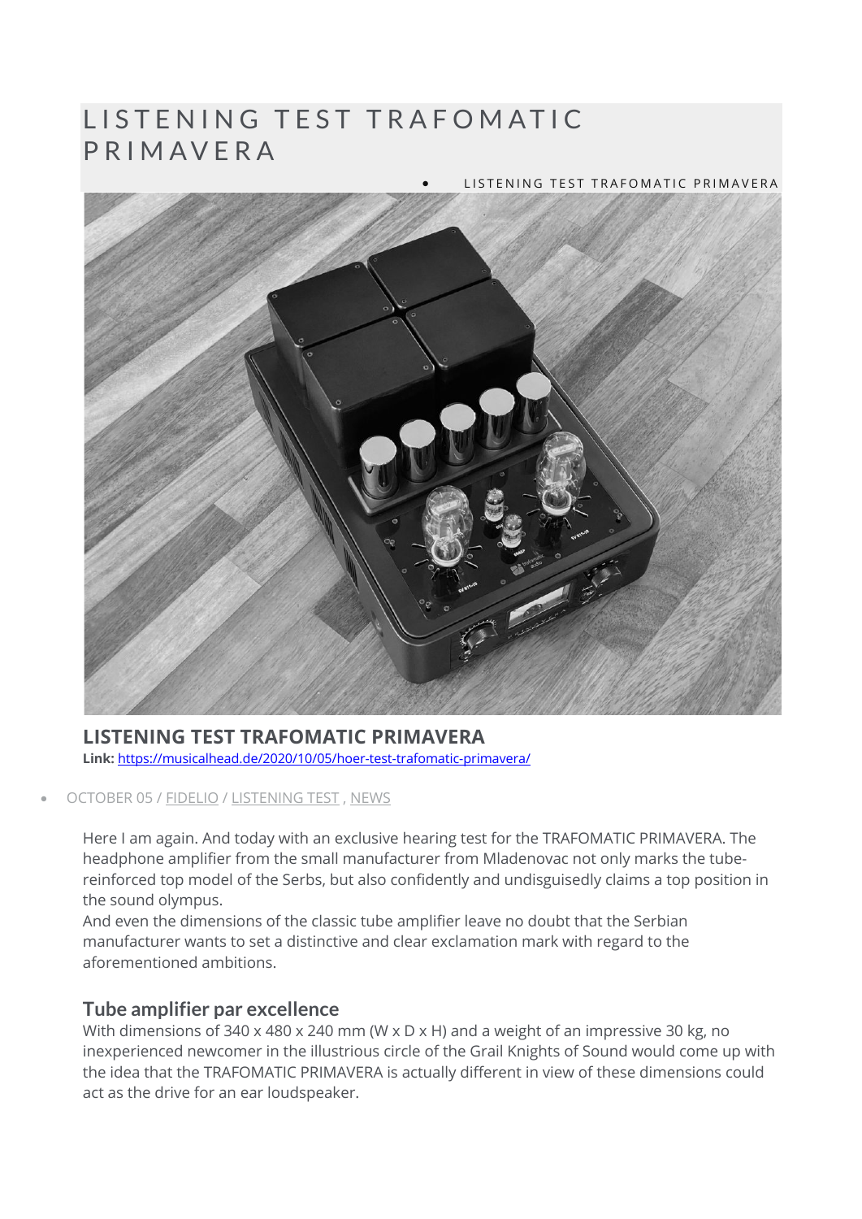# LISTENING TEST TRAFOMATIC PRIMAVERA

- LISTENING TEST TRAFOMATIC PRIMAVERA

## LISTENING TEST TRAFOMATIC PRIMAVERA

**Link:** https://musicalhead.de/2020/10/05/hoer-test-trafomatic-primavera/

- OCTOBER 05 / FIDELIO / LISTENING TEST , NEWS

Here I am again. And today with an exclusive hearing test for the TRAFOMATIC PRIMAVERA. The headphone amplifier from the small manufacturer from Mladenovac not only marks the tube-reinforced top model of the Serbs, but also confidently and undisguisedly claims a top position in the sound olympus.
And even the dimensions of the classic tube amplifier leave no doubt that the Serbian manufacturer wants to set a distinctive and clear exclamation mark with regard to the aforementioned ambitions.

### Tube amplifier par excellence

With dimensions of 340 x 480 x 240 mm (W x D x H) and a weight of an impressive 30 kg, no inexperienced newcomer in the illustrious circle of the Grail Knights of Sound would come up with the idea that the TRAFOMATIC PRIMAVERA is actually different in view of these dimensions could act as the drive for an ear loudspeaker.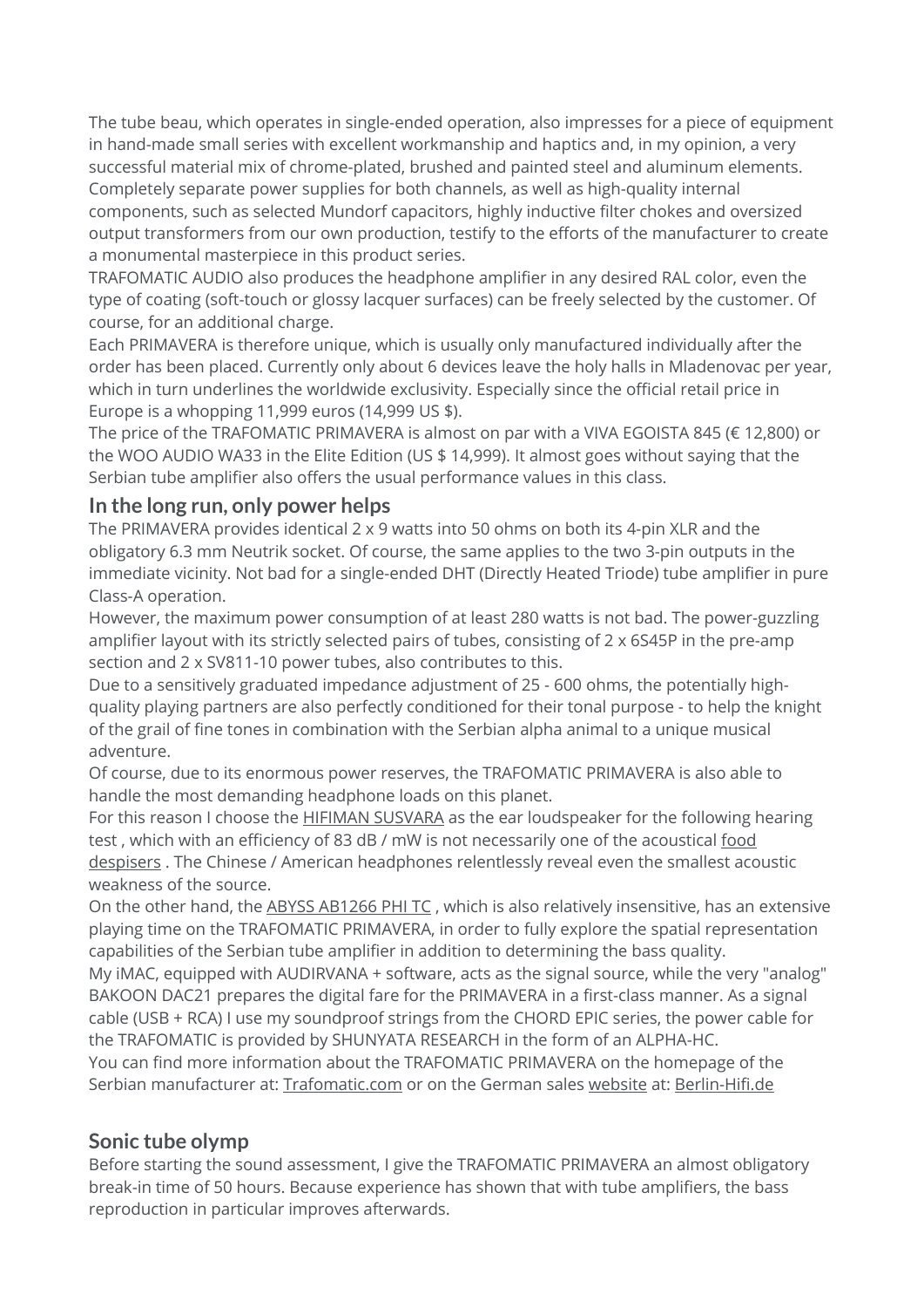The tube beau, which operates in single-ended operation, also impresses for a piece of equipment in hand-made small series with excellent workmanship and haptics and, in my opinion, a very successful material mix of chrome-plated, brushed and painted steel and aluminum elements. Completely separate power supplies for both channels, as well as high-quality internal components, such as selected Mundorf capacitors, highly inductive filter chokes and oversized output transformers from our own production, testify to the efforts of the manufacturer to create a monumental masterpiece in this product series.

TRAFOMATIC AUDIO also produces the headphone amplifier in any desired RAL color, even the type of coating (soft-touch or glossy lacquer surfaces) can be freely selected by the customer. Of course, for an additional charge.

Each PRIMAVERA is therefore unique, which is usually only manufactured individually after the order has been placed. Currently only about 6 devices leave the holy halls in Mladenovac per year, which in turn underlines the worldwide exclusivity. Especially since the official retail price in Europe is a whopping 11,999 euros (14,999 US $).

The price of the TRAFOMATIC PRIMAVERA is almost on par with a VIVA EGOISTA 845 (€ 12,800) or the WOO AUDIO WA33 in the Elite Edition (US $ 14,999). It almost goes without saying that the Serbian tube amplifier also offers the usual performance values in this class.

## In the long run, only power helps

The PRIMAVERA provides identical 2 x 9 watts into 50 ohms on both its 4-pin XLR and the obligatory 6.3 mm Neutrik socket. Of course, the same applies to the two 3-pin outputs in the immediate vicinity. Not bad for a single-ended DHT (Directly Heated Triode) tube amplifier in pure Class-A operation.

However, the maximum power consumption of at least 280 watts is not bad. The power-guzzling amplifier layout with its strictly selected pairs of tubes, consisting of 2 x 6S45P in the pre-amp section and 2 x SV811-10 power tubes, also contributes to this.

Due to a sensitively graduated impedance adjustment of 25 - 600 ohms, the potentially high-quality playing partners are also perfectly conditioned for their tonal purpose - to help the knight of the grail of fine tones in combination with the Serbian alpha animal to a unique musical adventure.

Of course, due to its enormous power reserves, the TRAFOMATIC PRIMAVERA is also able to handle the most demanding headphone loads on this planet.

For this reason I choose the HIFIMAN SUSVARA as the ear loudspeaker for the following hearing test , which with an efficiency of 83 dB / mW is not necessarily one of the acoustical food despisers . The Chinese / American headphones relentlessly reveal even the smallest acoustic weakness of the source.

On the other hand, the ABYSS AB1266 PHI TC , which is also relatively insensitive, has an extensive playing time on the TRAFOMATIC PRIMAVERA, in order to fully explore the spatial representation capabilities of the Serbian tube amplifier in addition to determining the bass quality.

My iMAC, equipped with AUDIRVANA + software, acts as the signal source, while the very "analog" BAKOON DAC21 prepares the digital fare for the PRIMAVERA in a first-class manner. As a signal cable (USB + RCA) I use my soundproof strings from the CHORD EPIC series, the power cable for the TRAFOMATIC is provided by SHUNYATA RESEARCH in the form of an ALPHA-HC.

You can find more information about the TRAFOMATIC PRIMAVERA on the homepage of the Serbian manufacturer at: Trafomatic.com or on the German sales website at: Berlin-Hifi.de

## Sonic tube olymp

Before starting the sound assessment, I give the TRAFOMATIC PRIMAVERA an almost obligatory break-in time of 50 hours. Because experience has shown that with tube amplifiers, the bass reproduction in particular improves afterwards.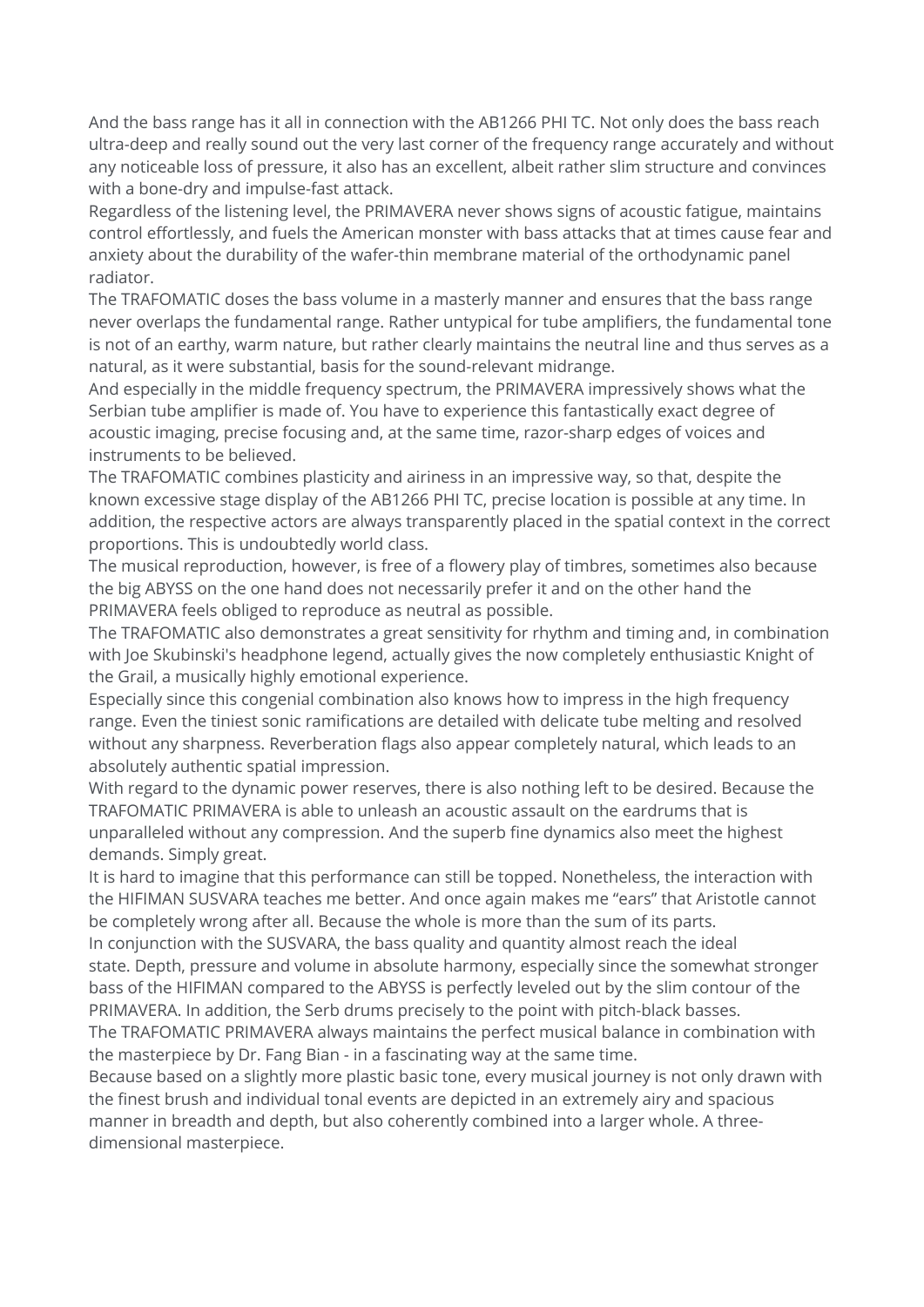And the bass range has it all in connection with the AB1266 PHI TC. Not only does the bass reach ultra-deep and really sound out the very last corner of the frequency range accurately and without any noticeable loss of pressure, it also has an excellent, albeit rather slim structure and convinces with a bone-dry and impulse-fast attack.

Regardless of the listening level, the PRIMAVERA never shows signs of acoustic fatigue, maintains control effortlessly, and fuels the American monster with bass attacks that at times cause fear and anxiety about the durability of the wafer-thin membrane material of the orthodynamic panel radiator.

The TRAFOMATIC doses the bass volume in a masterly manner and ensures that the bass range never overlaps the fundamental range. Rather untypical for tube amplifiers, the fundamental tone is not of an earthy, warm nature, but rather clearly maintains the neutral line and thus serves as a natural, as it were substantial, basis for the sound-relevant midrange.

And especially in the middle frequency spectrum, the PRIMAVERA impressively shows what the Serbian tube amplifier is made of. You have to experience this fantastically exact degree of acoustic imaging, precise focusing and, at the same time, razor-sharp edges of voices and instruments to be believed.

The TRAFOMATIC combines plasticity and airiness in an impressive way, so that, despite the known excessive stage display of the AB1266 PHI TC, precise location is possible at any time. In addition, the respective actors are always transparently placed in the spatial context in the correct proportions. This is undoubtedly world class.

The musical reproduction, however, is free of a flowery play of timbres, sometimes also because the big ABYSS on the one hand does not necessarily prefer it and on the other hand the PRIMAVERA feels obliged to reproduce as neutral as possible.

The TRAFOMATIC also demonstrates a great sensitivity for rhythm and timing and, in combination with Joe Skubinski's headphone legend, actually gives the now completely enthusiastic Knight of the Grail, a musically highly emotional experience.

Especially since this congenial combination also knows how to impress in the high frequency range. Even the tiniest sonic ramifications are detailed with delicate tube melting and resolved without any sharpness. Reverberation flags also appear completely natural, which leads to an absolutely authentic spatial impression.

With regard to the dynamic power reserves, there is also nothing left to be desired. Because the TRAFOMATIC PRIMAVERA is able to unleash an acoustic assault on the eardrums that is unparalleled without any compression. And the superb fine dynamics also meet the highest demands. Simply great.

It is hard to imagine that this performance can still be topped. Nonetheless, the interaction with the HIFIMAN SUSVARA teaches me better. And once again makes me "ears" that Aristotle cannot be completely wrong after all. Because the whole is more than the sum of its parts.

In conjunction with the SUSVARA, the bass quality and quantity almost reach the ideal state. Depth, pressure and volume in absolute harmony, especially since the somewhat stronger bass of the HIFIMAN compared to the ABYSS is perfectly leveled out by the slim contour of the PRIMAVERA. In addition, the Serb drums precisely to the point with pitch-black basses.

The TRAFOMATIC PRIMAVERA always maintains the perfect musical balance in combination with the masterpiece by Dr. Fang Bian - in a fascinating way at the same time.

Because based on a slightly more plastic basic tone, every musical journey is not only drawn with the finest brush and individual tonal events are depicted in an extremely airy and spacious manner in breadth and depth, but also coherently combined into a larger whole. A three-dimensional masterpiece.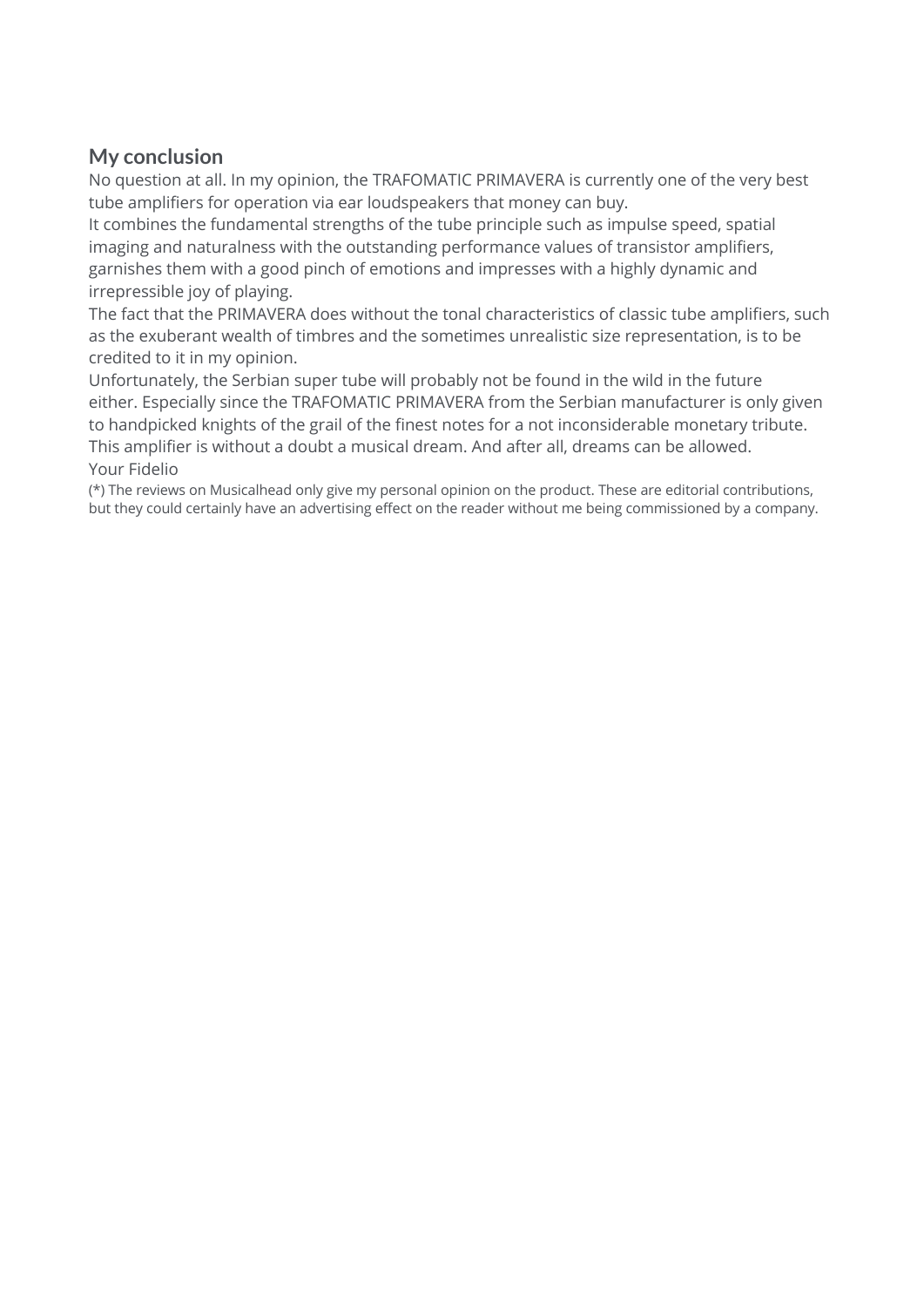## My conclusion

No question at all. In my opinion, the TRAFOMATIC PRIMAVERA is currently one of the very best tube amplifiers for operation via ear loudspeakers that money can buy.

It combines the fundamental strengths of the tube principle such as impulse speed, spatial imaging and naturalness with the outstanding performance values of transistor amplifiers, garnishes them with a good pinch of emotions and impresses with a highly dynamic and irrepressible joy of playing.

The fact that the PRIMAVERA does without the tonal characteristics of classic tube amplifiers, such as the exuberant wealth of timbres and the sometimes unrealistic size representation, is to be credited to it in my opinion.

Unfortunately, the Serbian super tube will probably not be found in the wild in the future either. Especially since the TRAFOMATIC PRIMAVERA from the Serbian manufacturer is only given to handpicked knights of the grail of the finest notes for a not inconsiderable monetary tribute.

This amplifier is without a doubt a musical dream. And after all, dreams can be allowed.

Your Fidelio

(*) The reviews on Musicalhead only give my personal opinion on the product. These are editorial contributions, but they could certainly have an advertising effect on the reader without me being commissioned by a company.